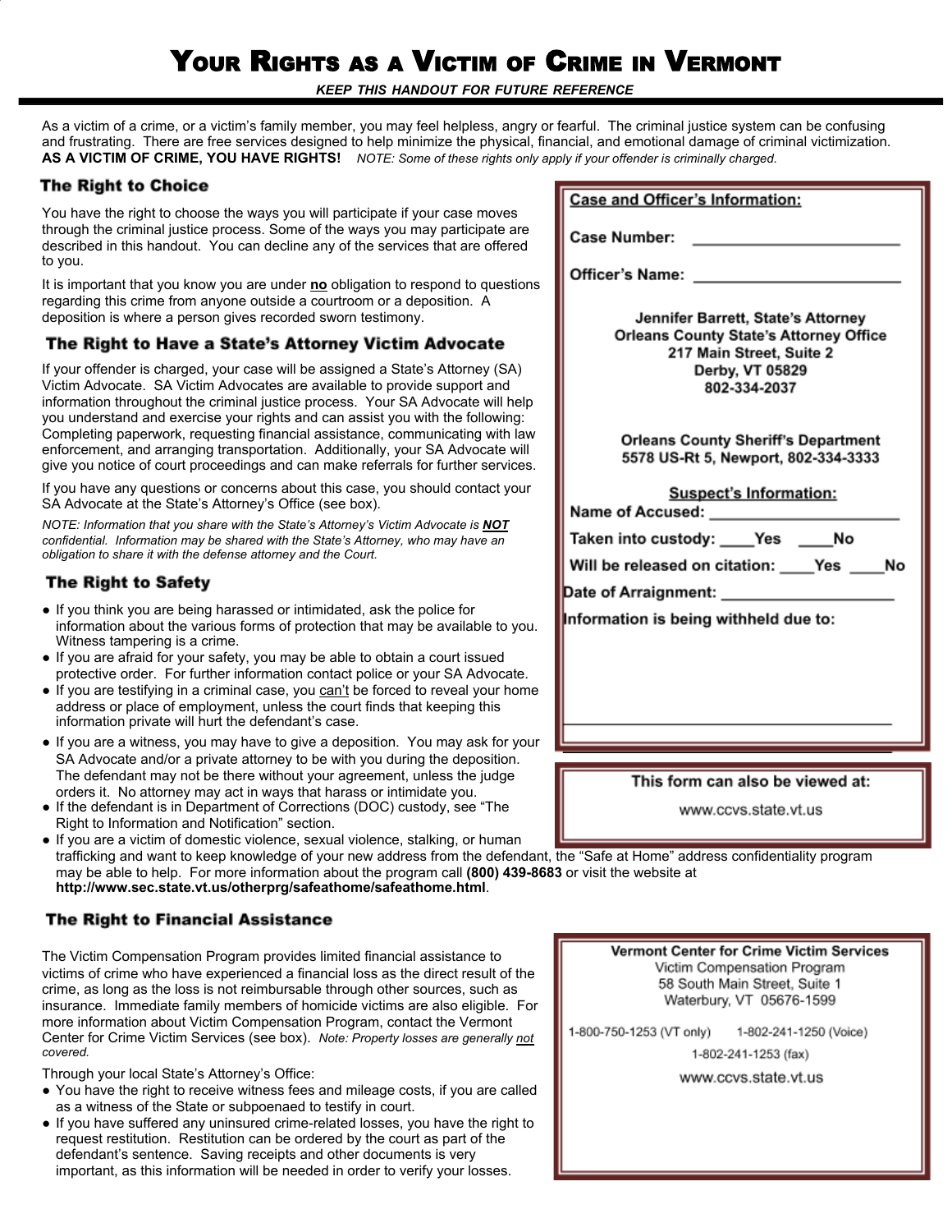# Your Rights as a Victim of Crime in Vermont

***KEEP THIS HANDOUT FOR FUTURE REFERENCE***

As a victim of a crime, or a victim's family member, you may feel helpless, angry or fearful. The criminal justice system can be confusing and frustrating. There are free services designed to help minimize the physical, financial, and emotional damage of criminal victimization. **AS A VICTIM OF CRIME, YOU HAVE RIGHTS!** *NOTE: Some of these rights only apply if your offender is criminally charged.*

## The Right to Choice

You have the right to choose the ways you will participate if your case moves through the criminal justice process. Some of the ways you may participate are described in this handout. You can decline any of the services that are offered to you.

It is important that you know you are under **no** obligation to respond to questions regarding this crime from anyone outside a courtroom or a deposition. A deposition is where a person gives recorded sworn testimony.

## The Right to Have a State's Attorney Victim Advocate

If your offender is charged, your case will be assigned a State's Attorney (SA) Victim Advocate. SA Victim Advocates are available to provide support and information throughout the criminal justice process. Your SA Advocate will help you understand and exercise your rights and can assist you with the following: Completing paperwork, requesting financial assistance, communicating with law enforcement, and arranging transportation. Additionally, your SA Advocate will give you notice of court proceedings and can make referrals for further services.

If you have any questions or concerns about this case, you should contact your SA Advocate at the State's Attorney's Office (see box).

*NOTE: Information that you share with the State's Attorney's Victim Advocate is **NOT** confidential. Information may be shared with the State's Attorney, who may have an obligation to share it with the defense attorney and the Court.*

## The Right to Safety

- If you think you are being harassed or intimidated, ask the police for information about the various forms of protection that may be available to you. Witness tampering is a crime.
- If you are afraid for your safety, you may be able to obtain a court issued protective order. For further information contact police or your SA Advocate.
- If you are testifying in a criminal case, you can't be forced to reveal your home address or place of employment, unless the court finds that keeping this information private will hurt the defendant's case.
- If you are a witness, you may have to give a deposition. You may ask for your SA Advocate and/or a private attorney to be with you during the deposition. The defendant may not be there without your agreement, unless the judge orders it. No attorney may act in ways that harass or intimidate you.
- If the defendant is in Department of Corrections (DOC) custody, see "The Right to Information and Notification" section.
- If you are a victim of domestic violence, sexual violence, stalking, or human trafficking and want to keep knowledge of your new address from the defendant, the "Safe at Home" address confidentiality program may be able to help. For more information about the program call **(800) 439-8683** or visit the website at **http://www.sec.state.vt.us/otherprg/safeathome/safeathome.html**.

## The Right to Financial Assistance

The Victim Compensation Program provides limited financial assistance to victims of crime who have experienced a financial loss as the direct result of the crime, as long as the loss is not reimbursable through other sources, such as insurance. Immediate family members of homicide victims are also eligible. For more information about Victim Compensation Program, contact the Vermont Center for Crime Victim Services (see box). *Note: Property losses are generally not covered.*

Through your local State's Attorney's Office:

- You have the right to receive witness fees and mileage costs, if you are called as a witness of the State or subpoenaed to testify in court.
- If you have suffered any uninsured crime-related losses, you have the right to request restitution. Restitution can be ordered by the court as part of the defendant's sentence. Saving receipts and other documents is very important, as this information will be needed in order to verify your losses.

---

**Case and Officer's Information:**

**Case Number:** ________________________

**Officer's Name:** ________________________

**Jennifer Barrett, State's Attorney**
**Orleans County State's Attorney Office**
**217 Main Street, Suite 2**
**Derby, VT 05829**
**802-334-2037**

**Orleans County Sheriff's Department**
**5578 US-Rt 5, Newport, 802-334-3333**

**Suspect's Information:**

**Name of Accused:** ________________________

**Taken into custody:** ____Yes ____No

**Will be released on citation:** ____Yes ____No

**Date of Arraignment:** ____________________

**Information is being withheld due to:**

________________________________________

________________________________________

---

**This form can also be viewed at:**

www.ccvs.state.vt.us

---

**Vermont Center for Crime Victim Services**
Victim Compensation Program
58 South Main Street, Suite 1
Waterbury, VT 05676-1599

1-800-750-1253 (VT only) 1-802-241-1250 (Voice)

1-802-241-1253 (fax)

www.ccvs.state.vt.us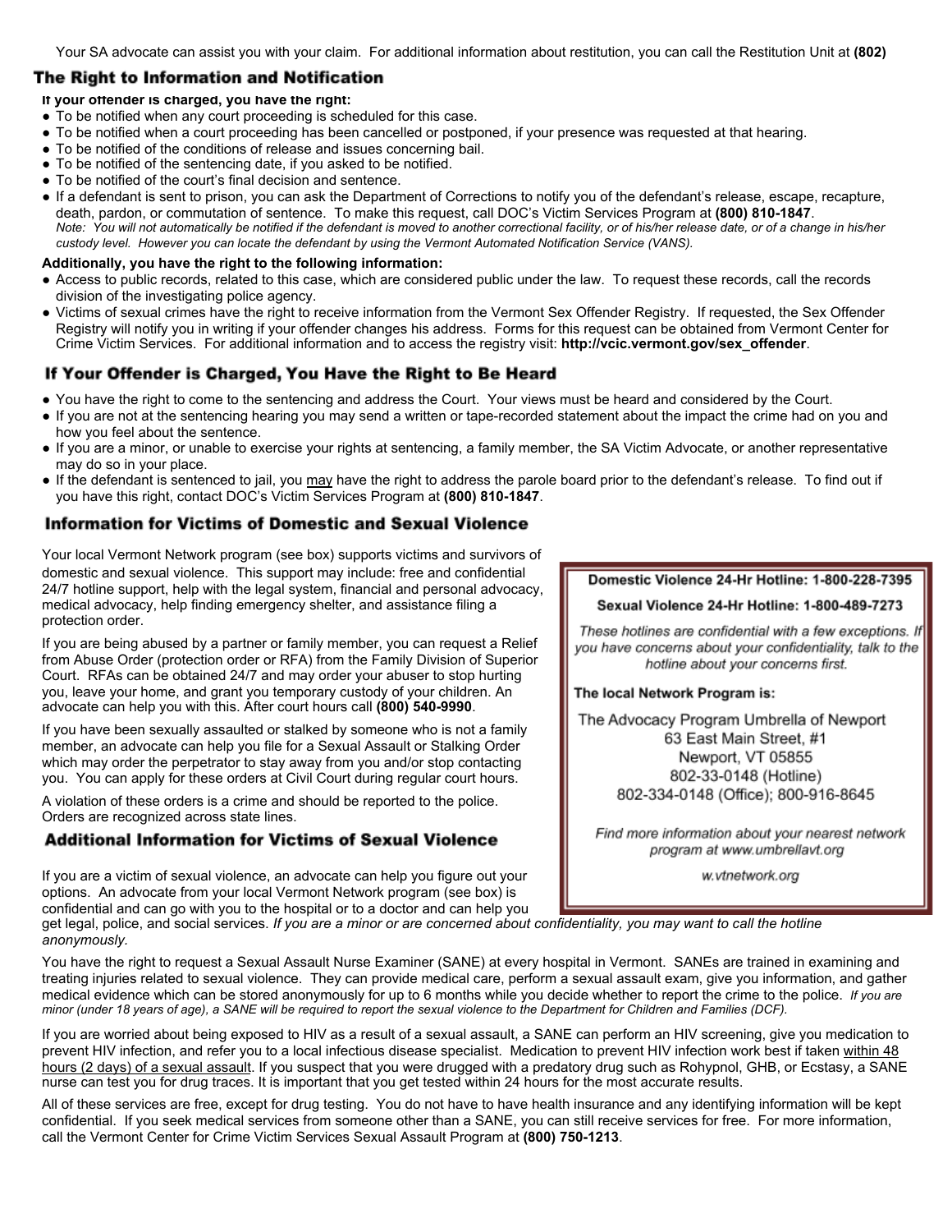Your SA advocate can assist you with your claim. For additional information about restitution, you can call the Restitution Unit at **(802)**

## The Right to Information and Notification

**If your offender is charged, you have the right:**

- To be notified when any court proceeding is scheduled for this case.
- To be notified when a court proceeding has been cancelled or postponed, if your presence was requested at that hearing.
- To be notified of the conditions of release and issues concerning bail.
- To be notified of the sentencing date, if you asked to be notified.
- To be notified of the court's final decision and sentence.
- If a defendant is sent to prison, you can ask the Department of Corrections to notify you of the defendant's release, escape, recapture, death, pardon, or commutation of sentence. To make this request, call DOC's Victim Services Program at **(800) 810-1847**.
  *Note: You will not automatically be notified if the defendant is moved to another correctional facility, or of his/her release date, or of a change in his/her custody level. However you can locate the defendant by using the Vermont Automated Notification Service (VANS).*

**Additionally, you have the right to the following information:**

- Access to public records, related to this case, which are considered public under the law. To request these records, call the records division of the investigating police agency.
- Victims of sexual crimes have the right to receive information from the Vermont Sex Offender Registry. If requested, the Sex Offender Registry will notify you in writing if your offender changes his address. Forms for this request can be obtained from Vermont Center for Crime Victim Services. For additional information and to access the registry visit: **http://vcic.vermont.gov/sex_offender**.

## If Your Offender is Charged, You Have the Right to Be Heard

- You have the right to come to the sentencing and address the Court. Your views must be heard and considered by the Court.
- If you are not at the sentencing hearing you may send a written or tape-recorded statement about the impact the crime had on you and how you feel about the sentence.
- If you are a minor, or unable to exercise your rights at sentencing, a family member, the SA Victim Advocate, or another representative may do so in your place.
- If the defendant is sentenced to jail, you may have the right to address the parole board prior to the defendant's release. To find out if you have this right, contact DOC's Victim Services Program at **(800) 810-1847**.

## Information for Victims of Domestic and Sexual Violence

Your local Vermont Network program (see box) supports victims and survivors of domestic and sexual violence. This support may include: free and confidential 24/7 hotline support, help with the legal system, financial and personal advocacy, medical advocacy, help finding emergency shelter, and assistance filing a protection order.

If you are being abused by a partner or family member, you can request a Relief from Abuse Order (protection order or RFA) from the Family Division of Superior Court. RFAs can be obtained 24/7 and may order your abuser to stop hurting you, leave your home, and grant you temporary custody of your children. An advocate can help you with this. After court hours call **(800) 540-9990**.

If you have been sexually assaulted or stalked by someone who is not a family member, an advocate can help you file for a Sexual Assault or Stalking Order which may order the perpetrator to stay away from you and/or stop contacting you. You can apply for these orders at Civil Court during regular court hours.

A violation of these orders is a crime and should be reported to the police. Orders are recognized across state lines.

**Domestic Violence 24-Hr Hotline: 1-800-228-7395**

**Sexual Violence 24-Hr Hotline: 1-800-489-7273**

*These hotlines are confidential with a few exceptions. If you have concerns about your confidentiality, talk to the hotline about your concerns first.*

**The local Network Program is:**

The Advocacy Program Umbrella of Newport
63 East Main Street, #1
Newport, VT 05855
802-33-0148 (Hotline)
802-334-0148 (Office); 800-916-8645

*Find more information about your nearest network program at www.umbrellavt.org*

*w.vtnetwork.org*

## Additional Information for Victims of Sexual Violence

If you are a victim of sexual violence, an advocate can help you figure out your options. An advocate from your local Vermont Network program (see box) is confidential and can go with you to the hospital or to a doctor and can help you get legal, police, and social services. *If you are a minor or are concerned about confidentiality, you may want to call the hotline anonymously.*

You have the right to request a Sexual Assault Nurse Examiner (SANE) at every hospital in Vermont. SANEs are trained in examining and treating injuries related to sexual violence. They can provide medical care, perform a sexual assault exam, give you information, and gather medical evidence which can be stored anonymously for up to 6 months while you decide whether to report the crime to the police. *If you are minor (under 18 years of age), a SANE will be required to report the sexual violence to the Department for Children and Families (DCF).*

If you are worried about being exposed to HIV as a result of a sexual assault, a SANE can perform an HIV screening, give you medication to prevent HIV infection, and refer you to a local infectious disease specialist. Medication to prevent HIV infection work best if taken within 48 hours (2 days) of a sexual assault. If you suspect that you were drugged with a predatory drug such as Rohypnol, GHB, or Ecstasy, a SANE nurse can test you for drug traces. It is important that you get tested within 24 hours for the most accurate results.

All of these services are free, except for drug testing. You do not have to have health insurance and any identifying information will be kept confidential. If you seek medical services from someone other than a SANE, you can still receive services for free. For more information, call the Vermont Center for Crime Victim Services Sexual Assault Program at **(800) 750-1213**.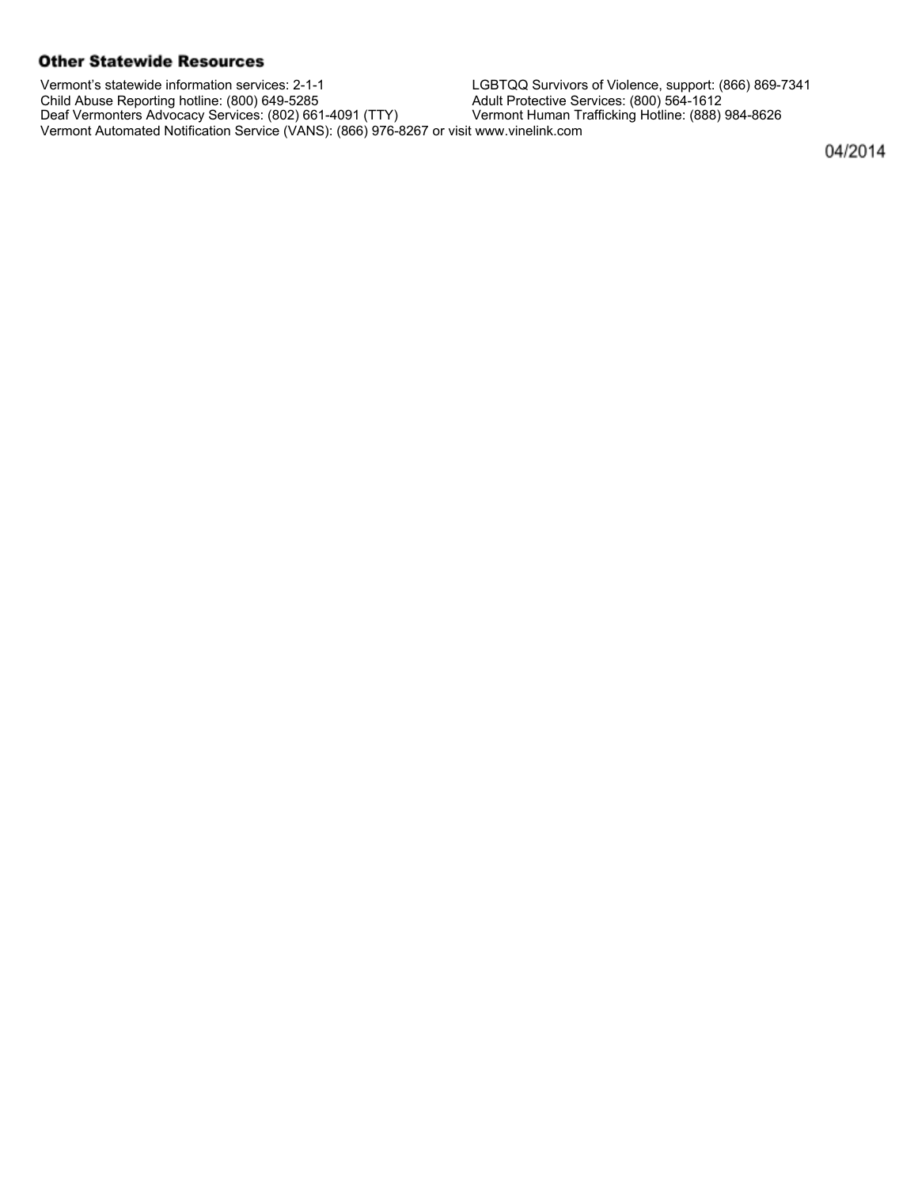## Other Statewide Resources

Vermont's statewide information services: 2-1-1

Child Abuse Reporting hotline: (800) 649-5285

Deaf Vermonters Advocacy Services: (802) 661-4091 (TTY)

LGBTQQ Survivors of Violence, support: (866) 869-7341

Adult Protective Services: (800) 564-1612

Vermont Human Trafficking Hotline: (888) 984-8626

Vermont Automated Notification Service (VANS): (866) 976-8267 or visit www.vinelink.com

04/2014